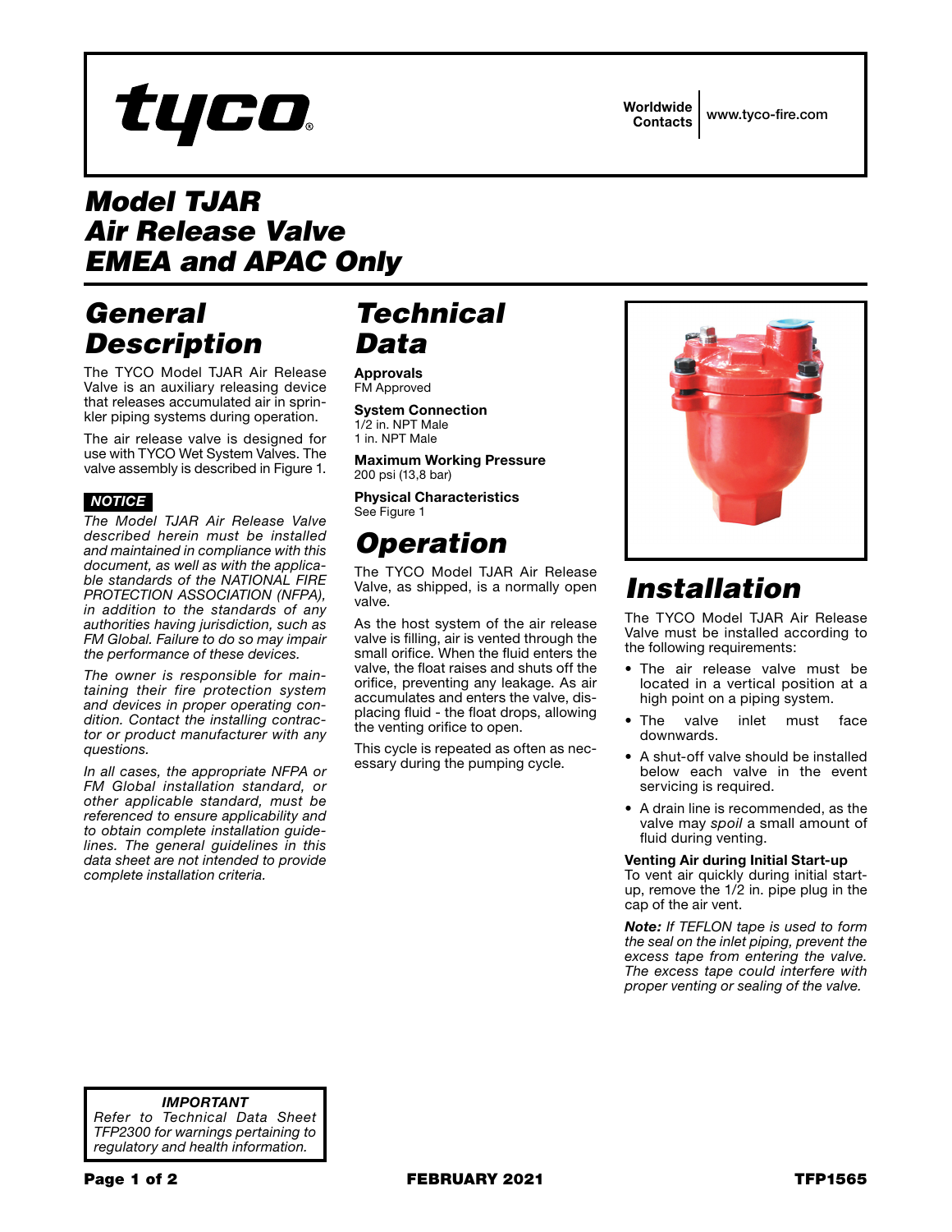tyco

Worldwide Contacts | www.tyco-fire.com

# Model TJAR Air Release Valve EMEA and APAC Only

## General Description

The TYCO Model TJAR Air Release Valve is an auxiliary releasing device that releases accumulated air in sprinkler piping systems during operation.

The air release valve is designed for use with TYCO Wet System Valves. The valve assembly is described in Figure 1.

***NOTICE***

*The Model TJAR Air Release Valve described herein must be installed and maintained in compliance with this document, as well as with the applicable standards of the NATIONAL FIRE PROTECTION ASSOCIATION (NFPA), in addition to the standards of any authorities having jurisdiction, such as FM Global. Failure to do so may impair the performance of these devices.*

*The owner is responsible for maintaining their fire protection system and devices in proper operating condition. Contact the installing contractor or product manufacturer with any questions.*

*In all cases, the appropriate NFPA or FM Global installation standard, or other applicable standard, must be referenced to ensure applicability and to obtain complete installation guidelines. The general guidelines in this data sheet are not intended to provide complete installation criteria.*

## Technical Data

**Approvals**
FM Approved

**System Connection**
1/2 in. NPT Male
1 in. NPT Male

**Maximum Working Pressure**
200 psi (13,8 bar)

**Physical Characteristics**
See Figure 1

## Operation

The TYCO Model TJAR Air Release Valve, as shipped, is a normally open valve.

As the host system of the air release valve is filling, air is vented through the small orifice. When the fluid enters the valve, the float raises and shuts off the orifice, preventing any leakage. As air accumulates and enters the valve, displacing fluid - the float drops, allowing the venting orifice to open.

This cycle is repeated as often as necessary during the pumping cycle.

## Installation

The TYCO Model TJAR Air Release Valve must be installed according to the following requirements:

- The air release valve must be located in a vertical position at a high point on a piping system.
- The valve inlet must face downwards.
- A shut-off valve should be installed below each valve in the event servicing is required.
- A drain line is recommended, as the valve may *spoil* a small amount of fluid during venting.

**Venting Air during Initial Start-up**
To vent air quickly during initial start-up, remove the 1/2 in. pipe plug in the cap of the air vent.

***Note:*** *If TEFLON tape is used to form the seal on the inlet piping, prevent the excess tape from entering the valve. The excess tape could interfere with proper venting or sealing of the valve.*

***IMPORTANT***
*Refer to Technical Data Sheet TFP2300 for warnings pertaining to regulatory and health information.*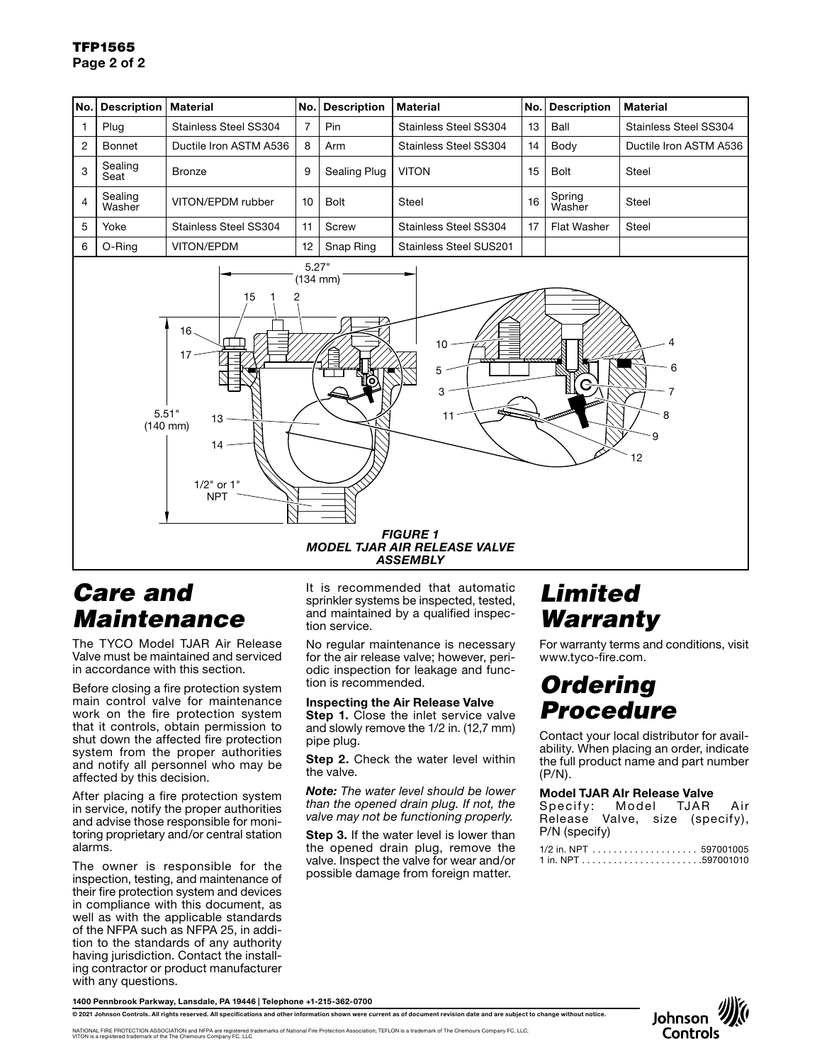| No. | Description | Material | No. | Description | Material | No. | Description | Material |
|---|---|---|---|---|---|---|---|---|
| 1 | Plug | Stainless Steel SS304 | 7 | Pin | Stainless Steel SS304 | 13 | Ball | Stainless Steel SS304 |
| 2 | Bonnet | Ductile Iron ASTM A536 | 8 | Arm | Stainless Steel SS304 | 14 | Body | Ductile Iron ASTM A536 |
| 3 | Sealing Seat | Bronze | 9 | Sealing Plug | VITON | 15 | Bolt | Steel |
| 4 | Sealing Washer | VITON/EPDM rubber | 10 | Bolt | Steel | 16 | Spring Washer | Steel |
| 5 | Yoke | Stainless Steel SS304 | 11 | Screw | Stainless Steel SS304 | 17 | Flat Washer | Steel |
| 6 | O-Ring | VITON/EPDM | 12 | Snap Ring | Stainless Steel SUS201 | | | |

5.27" (134 mm)

5.51" (140 mm)

1/2" or 1" NPT

*FIGURE 1*
*MODEL TJAR AIR RELEASE VALVE ASSEMBLY*

# *Care and Maintenance*

The TYCO Model TJAR Air Release Valve must be maintained and serviced in accordance with this section.

Before closing a fire protection system main control valve for maintenance work on the fire protection system that it controls, obtain permission to shut down the affected fire protection system from the proper authorities and notify all personnel who may be affected by this decision.

After placing a fire protection system in service, notify the proper authorities and advise those responsible for monitoring proprietary and/or central station alarms.

The owner is responsible for the inspection, testing, and maintenance of their fire protection system and devices in compliance with this document, as well as with the applicable standards of the NFPA such as NFPA 25, in addition to the standards of any authority having jurisdiction. Contact the installing contractor or product manufacturer with any questions.

It is recommended that automatic sprinkler systems be inspected, tested, and maintained by a qualified inspection service.

No regular maintenance is necessary for the air release valve; however, periodic inspection for leakage and function is recommended.

**Inspecting the Air Release Valve**

**Step 1.** Close the inlet service valve and slowly remove the 1/2 in. (12,7 mm) pipe plug.

**Step 2.** Check the water level within the valve.

***Note:*** *The water level should be lower than the opened drain plug. If not, the valve may not be functioning properly.*

**Step 3.** If the water level is lower than the opened drain plug, remove the valve. Inspect the valve for wear and/or possible damage from foreign matter.

# *Limited Warranty*

For warranty terms and conditions, visit www.tyco-fire.com.

# *Ordering Procedure*

Contact your local distributor for availability. When placing an order, indicate the full product name and part number (P/N).

**Model TJAR AIr Release Valve**

Specify: Model TJAR Air Release Valve, size (specify), P/N (specify)

1/2 in. NPT . . . . . . . . . . . . . . . . . . . . 597001005
1 in. NPT . . . . . . . . . . . . . . . . . . . . . . .597001010

1400 Pennbrook Parkway, Lansdale, PA 19446 | Telephone +1-215-362-0700

© 2021 Johnson Controls. All rights reserved. All specifications and other information shown were current as of document revision date and are subject to change without notice.

NATIONAL FIRE PROTECTION ASSOCIATION and NFPA are registered trademarks of National Fire Protection Association; TEFLON is a trademark of The Chemours Company FC, LLC; VITON is a registered trademark of the The Chemours Company FC, LLC